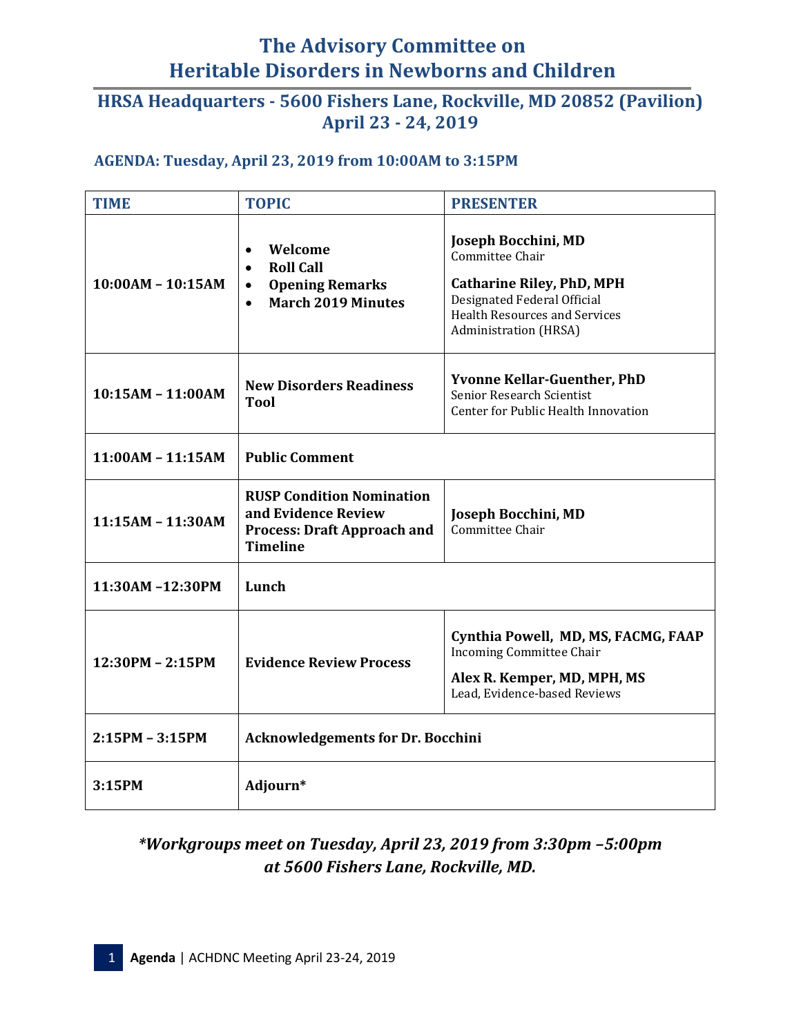# The Advisory Committee on Heritable Disorders in Newborns and Children

## HRSA Headquarters - 5600 Fishers Lane, Rockville, MD 20852 (Pavilion)
## April 23 - 24, 2019

### AGENDA: Tuesday, April 23, 2019 from 10:00AM to 3:15PM

| TIME | TOPIC | PRESENTER |
|---|---|---|
| **10:00AM – 10:15AM** | • **Welcome**<br>• **Roll Call**<br>• **Opening Remarks**<br>• **March 2019 Minutes** | **Joseph Bocchini, MD**<br>Committee Chair<br>**Catharine Riley, PhD, MPH**<br>Designated Federal Official<br>Health Resources and Services Administration (HRSA) |
| **10:15AM – 11:00AM** | **New Disorders Readiness Tool** | **Yvonne Kellar-Guenther, PhD**<br>Senior Research Scientist<br>Center for Public Health Innovation |
| **11:00AM – 11:15AM** | **Public Comment** | |
| **11:15AM – 11:30AM** | **RUSP Condition Nomination and Evidence Review Process: Draft Approach and Timeline** | **Joseph Bocchini, MD**<br>Committee Chair |
| **11:30AM –12:30PM** | **Lunch** | |
| **12:30PM – 2:15PM** | **Evidence Review Process** | **Cynthia Powell, MD, MS, FACMG, FAAP**<br>Incoming Committee Chair<br>**Alex R. Kemper, MD, MPH, MS**<br>Lead, Evidence-based Reviews |
| **2:15PM – 3:15PM** | **Acknowledgements for Dr. Bocchini** | |
| **3:15PM** | **Adjourn*** | |

***\*Workgroups meet on Tuesday, April 23, 2019 from 3:30pm –5:00pm at 5600 Fishers Lane, Rockville, MD.***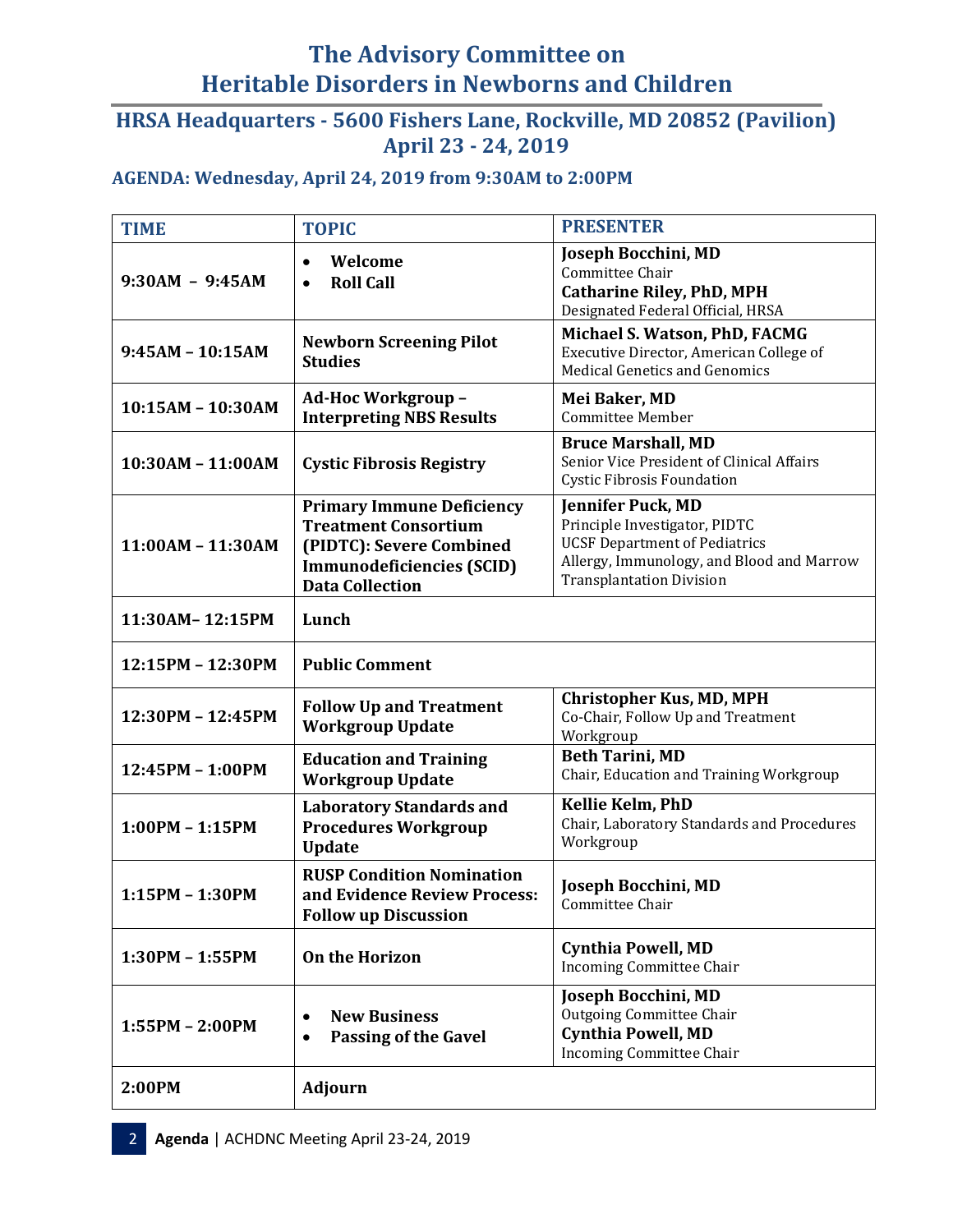# The Advisory Committee on Heritable Disorders in Newborns and Children

## HRSA Headquarters - 5600 Fishers Lane, Rockville, MD 20852 (Pavilion)
## April 23 - 24, 2019

### AGENDA: Wednesday, April 24, 2019 from 9:30AM to 2:00PM

| TIME | TOPIC | PRESENTER |
|---|---|---|
| 9:30AM – 9:45AM | • **Welcome**<br>• **Roll Call** | **Joseph Bocchini, MD**<br>Committee Chair<br>**Catharine Riley, PhD, MPH**<br>Designated Federal Official, HRSA |
| 9:45AM – 10:15AM | **Newborn Screening Pilot Studies** | **Michael S. Watson, PhD, FACMG**<br>Executive Director, American College of Medical Genetics and Genomics |
| 10:15AM – 10:30AM | **Ad-Hoc Workgroup – Interpreting NBS Results** | **Mei Baker, MD**<br>Committee Member |
| 10:30AM – 11:00AM | **Cystic Fibrosis Registry** | **Bruce Marshall, MD**<br>Senior Vice President of Clinical Affairs<br>Cystic Fibrosis Foundation |
| 11:00AM – 11:30AM | **Primary Immune Deficiency Treatment Consortium (PIDTC): Severe Combined Immunodeficiencies (SCID) Data Collection** | **Jennifer Puck, MD**<br>Principle Investigator, PIDTC<br>UCSF Department of Pediatrics<br>Allergy, Immunology, and Blood and Marrow Transplantation Division |
| 11:30AM– 12:15PM | **Lunch** | |
| 12:15PM – 12:30PM | **Public Comment** | |
| 12:30PM – 12:45PM | **Follow Up and Treatment Workgroup Update** | **Christopher Kus, MD, MPH**<br>Co-Chair, Follow Up and Treatment Workgroup |
| 12:45PM – 1:00PM | **Education and Training Workgroup Update** | **Beth Tarini, MD**<br>Chair, Education and Training Workgroup |
| 1:00PM – 1:15PM | **Laboratory Standards and Procedures Workgroup Update** | **Kellie Kelm, PhD**<br>Chair, Laboratory Standards and Procedures Workgroup |
| 1:15PM – 1:30PM | **RUSP Condition Nomination and Evidence Review Process: Follow up Discussion** | **Joseph Bocchini, MD**<br>Committee Chair |
| 1:30PM – 1:55PM | **On the Horizon** | **Cynthia Powell, MD**<br>Incoming Committee Chair |
| 1:55PM – 2:00PM | • **New Business**<br>• **Passing of the Gavel** | **Joseph Bocchini, MD**<br>Outgoing Committee Chair<br>**Cynthia Powell, MD**<br>Incoming Committee Chair |
| 2:00PM | **Adjourn** | |